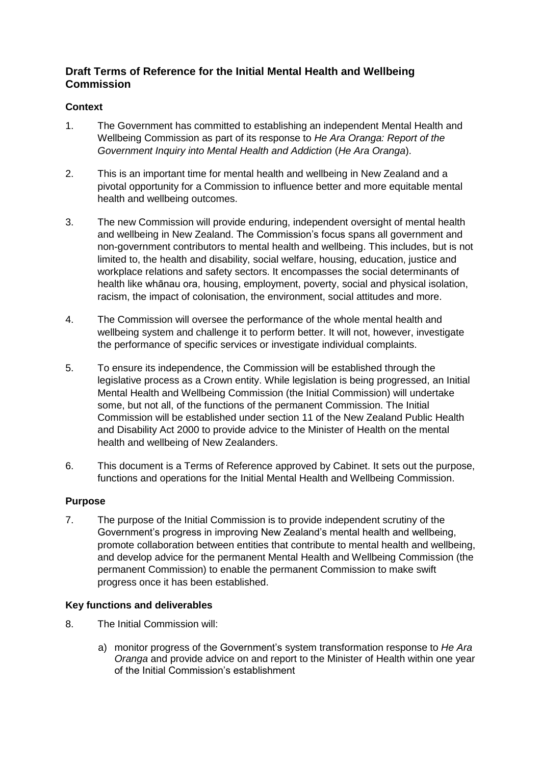# Draft Terms of Reference for the Initial Mental Health and Wellbeing Commission

## Context

1. The Government has committed to establishing an independent Mental Health and Wellbeing Commission as part of its response to *He Ara Oranga: Report of the Government Inquiry into Mental Health and Addiction* (*He Ara Oranga*).

2. This is an important time for mental health and wellbeing in New Zealand and a pivotal opportunity for a Commission to influence better and more equitable mental health and wellbeing outcomes.

3. The new Commission will provide enduring, independent oversight of mental health and wellbeing in New Zealand. The Commission's focus spans all government and non-government contributors to mental health and wellbeing. This includes, but is not limited to, the health and disability, social welfare, housing, education, justice and workplace relations and safety sectors. It encompasses the social determinants of health like whānau ora, housing, employment, poverty, social and physical isolation, racism, the impact of colonisation, the environment, social attitudes and more.

4. The Commission will oversee the performance of the whole mental health and wellbeing system and challenge it to perform better. It will not, however, investigate the performance of specific services or investigate individual complaints.

5. To ensure its independence, the Commission will be established through the legislative process as a Crown entity. While legislation is being progressed, an Initial Mental Health and Wellbeing Commission (the Initial Commission) will undertake some, but not all, of the functions of the permanent Commission. The Initial Commission will be established under section 11 of the New Zealand Public Health and Disability Act 2000 to provide advice to the Minister of Health on the mental health and wellbeing of New Zealanders.

6. This document is a Terms of Reference approved by Cabinet. It sets out the purpose, functions and operations for the Initial Mental Health and Wellbeing Commission.

## Purpose

7. The purpose of the Initial Commission is to provide independent scrutiny of the Government's progress in improving New Zealand's mental health and wellbeing, promote collaboration between entities that contribute to mental health and wellbeing, and develop advice for the permanent Mental Health and Wellbeing Commission (the permanent Commission) to enable the permanent Commission to make swift progress once it has been established.

## Key functions and deliverables

8. The Initial Commission will:

   a) monitor progress of the Government's system transformation response to *He Ara Oranga* and provide advice on and report to the Minister of Health within one year of the Initial Commission's establishment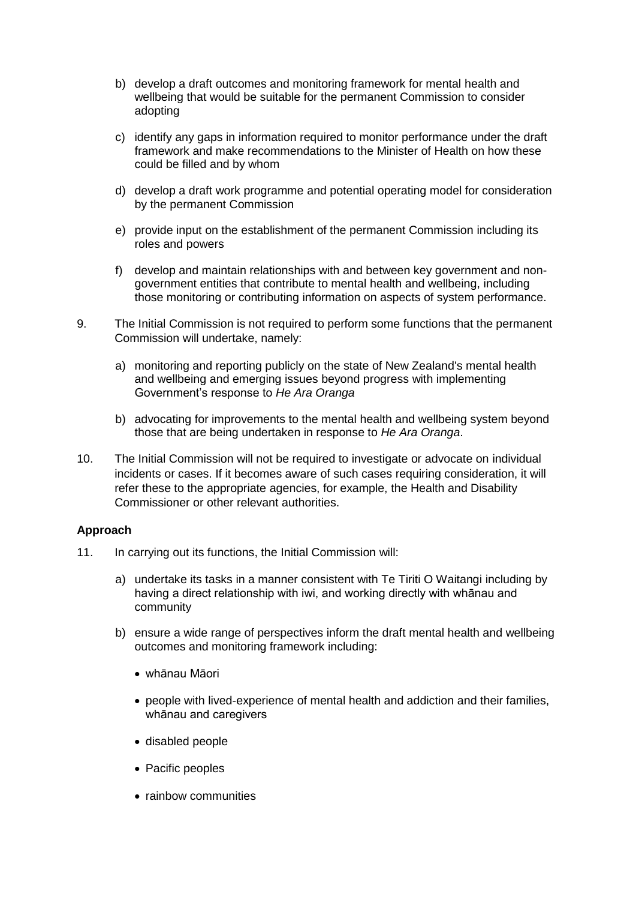b) develop a draft outcomes and monitoring framework for mental health and wellbeing that would be suitable for the permanent Commission to consider adopting

c) identify any gaps in information required to monitor performance under the draft framework and make recommendations to the Minister of Health on how these could be filled and by whom

d) develop a draft work programme and potential operating model for consideration by the permanent Commission

e) provide input on the establishment of the permanent Commission including its roles and powers

f) develop and maintain relationships with and between key government and non-government entities that contribute to mental health and wellbeing, including those monitoring or contributing information on aspects of system performance.

9. The Initial Commission is not required to perform some functions that the permanent Commission will undertake, namely:

   a) monitoring and reporting publicly on the state of New Zealand's mental health and wellbeing and emerging issues beyond progress with implementing Government's response to *He Ara Oranga*

   b) advocating for improvements to the mental health and wellbeing system beyond those that are being undertaken in response to *He Ara Oranga*.

10. The Initial Commission will not be required to investigate or advocate on individual incidents or cases. If it becomes aware of such cases requiring consideration, it will refer these to the appropriate agencies, for example, the Health and Disability Commissioner or other relevant authorities.

**Approach**

11. In carrying out its functions, the Initial Commission will:

   a) undertake its tasks in a manner consistent with Te Tiriti O Waitangi including by having a direct relationship with iwi, and working directly with whānau and community

   b) ensure a wide range of perspectives inform the draft mental health and wellbeing outcomes and monitoring framework including:

      - whānau Māori
      - people with lived-experience of mental health and addiction and their families, whānau and caregivers
      - disabled people
      - Pacific peoples
      - rainbow communities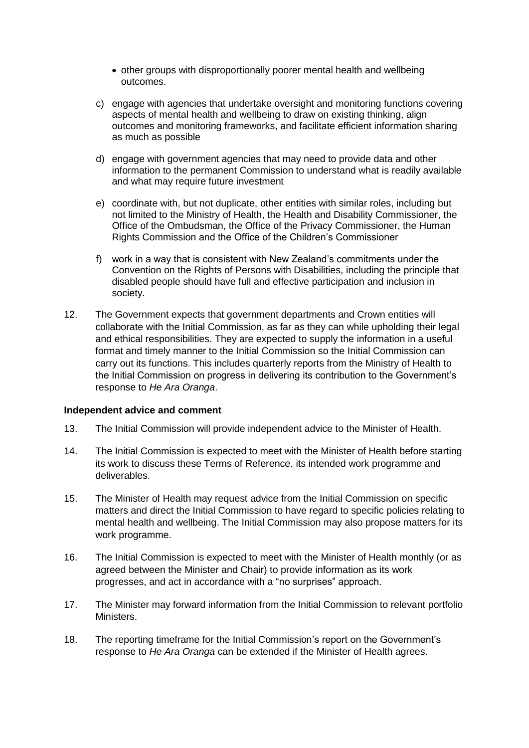- other groups with disproportionally poorer mental health and wellbeing outcomes.

c) engage with agencies that undertake oversight and monitoring functions covering aspects of mental health and wellbeing to draw on existing thinking, align outcomes and monitoring frameworks, and facilitate efficient information sharing as much as possible

d) engage with government agencies that may need to provide data and other information to the permanent Commission to understand what is readily available and what may require future investment

e) coordinate with, but not duplicate, other entities with similar roles, including but not limited to the Ministry of Health, the Health and Disability Commissioner, the Office of the Ombudsman, the Office of the Privacy Commissioner, the Human Rights Commission and the Office of the Children's Commissioner

f) work in a way that is consistent with New Zealand's commitments under the Convention on the Rights of Persons with Disabilities, including the principle that disabled people should have full and effective participation and inclusion in society.

12. The Government expects that government departments and Crown entities will collaborate with the Initial Commission, as far as they can while upholding their legal and ethical responsibilities. They are expected to supply the information in a useful format and timely manner to the Initial Commission so the Initial Commission can carry out its functions. This includes quarterly reports from the Ministry of Health to the Initial Commission on progress in delivering its contribution to the Government's response to *He Ara Oranga*.

**Independent advice and comment**

13. The Initial Commission will provide independent advice to the Minister of Health.

14. The Initial Commission is expected to meet with the Minister of Health before starting its work to discuss these Terms of Reference, its intended work programme and deliverables.

15. The Minister of Health may request advice from the Initial Commission on specific matters and direct the Initial Commission to have regard to specific policies relating to mental health and wellbeing. The Initial Commission may also propose matters for its work programme.

16. The Initial Commission is expected to meet with the Minister of Health monthly (or as agreed between the Minister and Chair) to provide information as its work progresses, and act in accordance with a "no surprises" approach.

17. The Minister may forward information from the Initial Commission to relevant portfolio Ministers.

18. The reporting timeframe for the Initial Commission's report on the Government's response to *He Ara Oranga* can be extended if the Minister of Health agrees.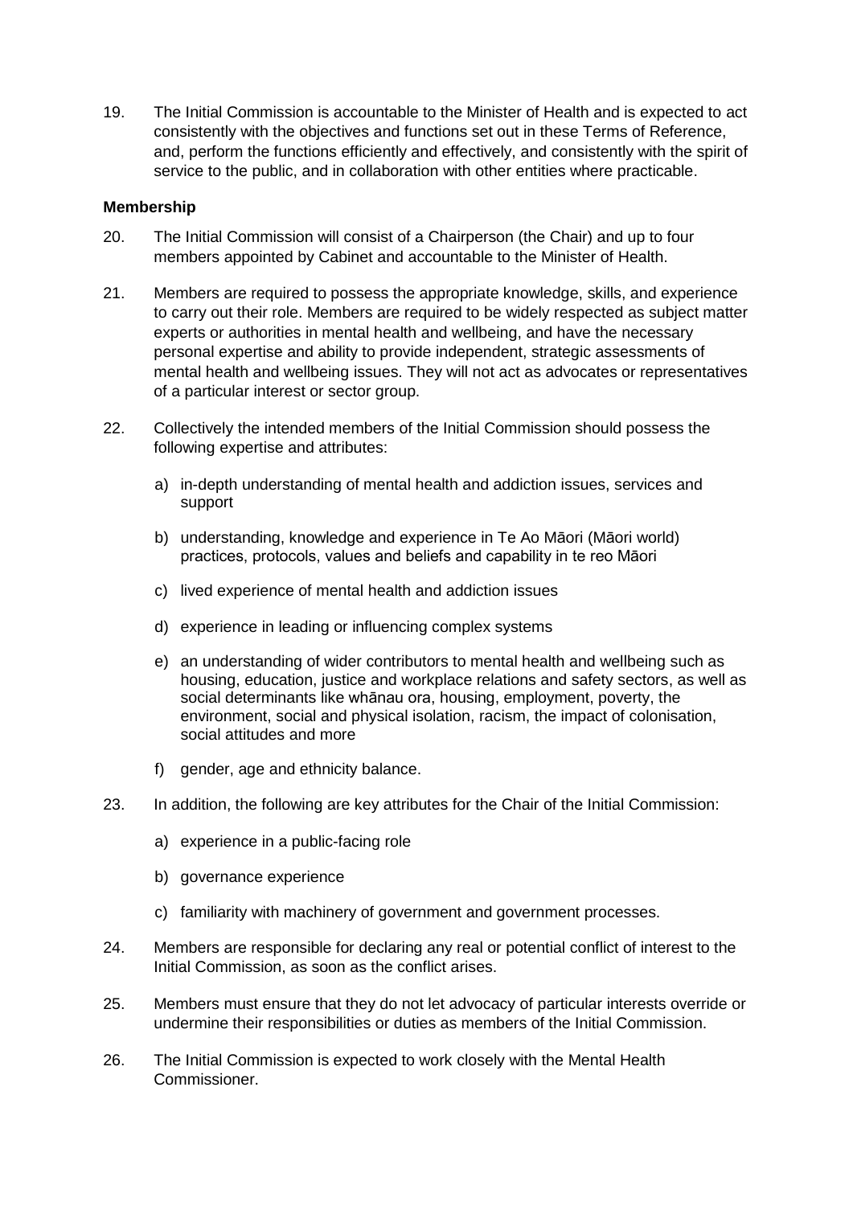19. The Initial Commission is accountable to the Minister of Health and is expected to act consistently with the objectives and functions set out in these Terms of Reference, and, perform the functions efficiently and effectively, and consistently with the spirit of service to the public, and in collaboration with other entities where practicable.

**Membership**

20. The Initial Commission will consist of a Chairperson (the Chair) and up to four members appointed by Cabinet and accountable to the Minister of Health.

21. Members are required to possess the appropriate knowledge, skills, and experience to carry out their role. Members are required to be widely respected as subject matter experts or authorities in mental health and wellbeing, and have the necessary personal expertise and ability to provide independent, strategic assessments of mental health and wellbeing issues. They will not act as advocates or representatives of a particular interest or sector group.

22. Collectively the intended members of the Initial Commission should possess the following expertise and attributes:

    a) in-depth understanding of mental health and addiction issues, services and support

    b) understanding, knowledge and experience in Te Ao Māori (Māori world) practices, protocols, values and beliefs and capability in te reo Māori

    c) lived experience of mental health and addiction issues

    d) experience in leading or influencing complex systems

    e) an understanding of wider contributors to mental health and wellbeing such as housing, education, justice and workplace relations and safety sectors, as well as social determinants like whānau ora, housing, employment, poverty, the environment, social and physical isolation, racism, the impact of colonisation, social attitudes and more

    f) gender, age and ethnicity balance.

23. In addition, the following are key attributes for the Chair of the Initial Commission:

    a) experience in a public-facing role

    b) governance experience

    c) familiarity with machinery of government and government processes.

24. Members are responsible for declaring any real or potential conflict of interest to the Initial Commission, as soon as the conflict arises.

25. Members must ensure that they do not let advocacy of particular interests override or undermine their responsibilities or duties as members of the Initial Commission.

26. The Initial Commission is expected to work closely with the Mental Health Commissioner.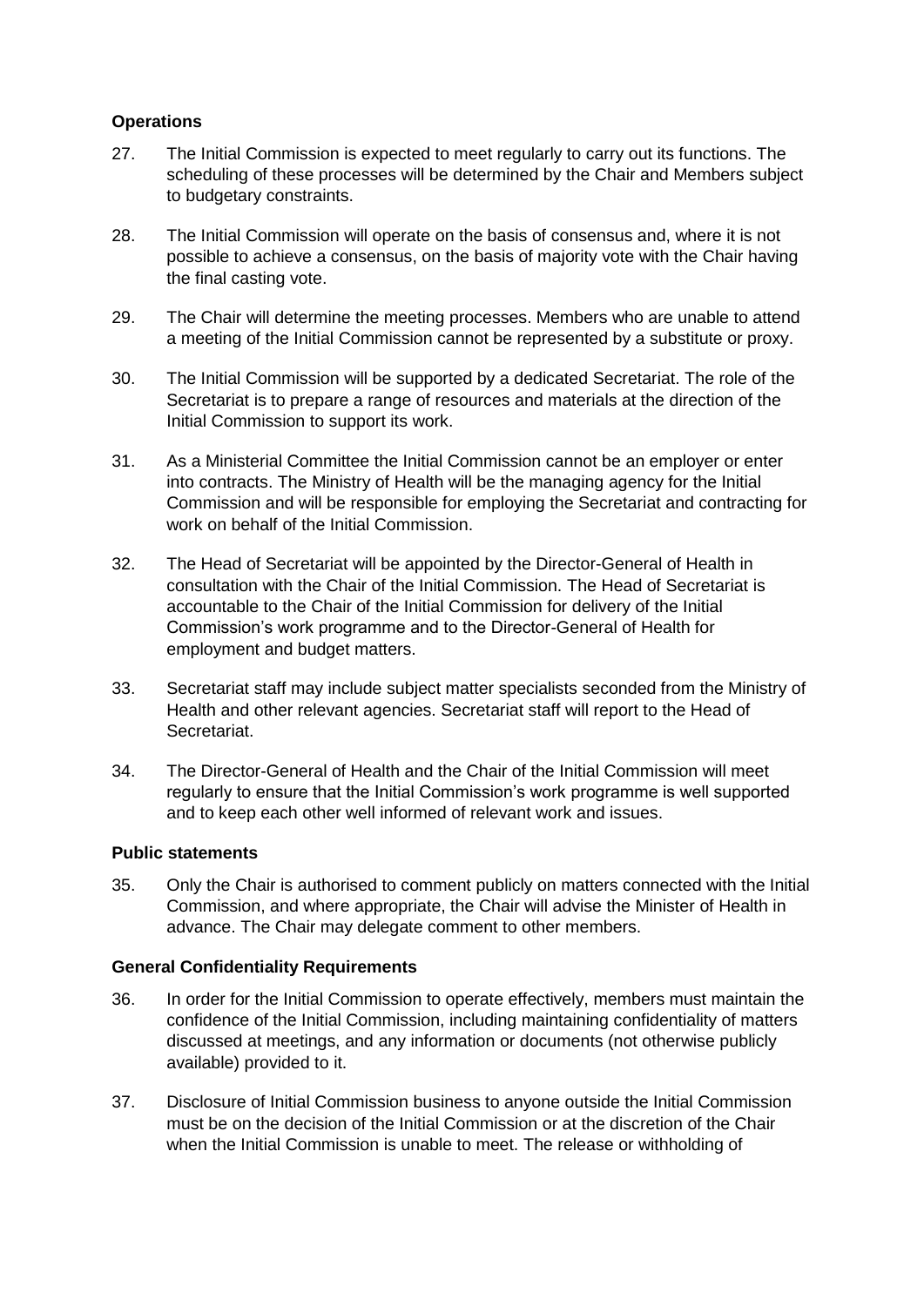## Operations

27. The Initial Commission is expected to meet regularly to carry out its functions. The scheduling of these processes will be determined by the Chair and Members subject to budgetary constraints.

28. The Initial Commission will operate on the basis of consensus and, where it is not possible to achieve a consensus, on the basis of majority vote with the Chair having the final casting vote.

29. The Chair will determine the meeting processes. Members who are unable to attend a meeting of the Initial Commission cannot be represented by a substitute or proxy.

30. The Initial Commission will be supported by a dedicated Secretariat. The role of the Secretariat is to prepare a range of resources and materials at the direction of the Initial Commission to support its work.

31. As a Ministerial Committee the Initial Commission cannot be an employer or enter into contracts. The Ministry of Health will be the managing agency for the Initial Commission and will be responsible for employing the Secretariat and contracting for work on behalf of the Initial Commission.

32. The Head of Secretariat will be appointed by the Director-General of Health in consultation with the Chair of the Initial Commission. The Head of Secretariat is accountable to the Chair of the Initial Commission for delivery of the Initial Commission's work programme and to the Director-General of Health for employment and budget matters.

33. Secretariat staff may include subject matter specialists seconded from the Ministry of Health and other relevant agencies. Secretariat staff will report to the Head of Secretariat.

34. The Director-General of Health and the Chair of the Initial Commission will meet regularly to ensure that the Initial Commission's work programme is well supported and to keep each other well informed of relevant work and issues.

## Public statements

35. Only the Chair is authorised to comment publicly on matters connected with the Initial Commission, and where appropriate, the Chair will advise the Minister of Health in advance. The Chair may delegate comment to other members.

## General Confidentiality Requirements

36. In order for the Initial Commission to operate effectively, members must maintain the confidence of the Initial Commission, including maintaining confidentiality of matters discussed at meetings, and any information or documents (not otherwise publicly available) provided to it.

37. Disclosure of Initial Commission business to anyone outside the Initial Commission must be on the decision of the Initial Commission or at the discretion of the Chair when the Initial Commission is unable to meet. The release or withholding of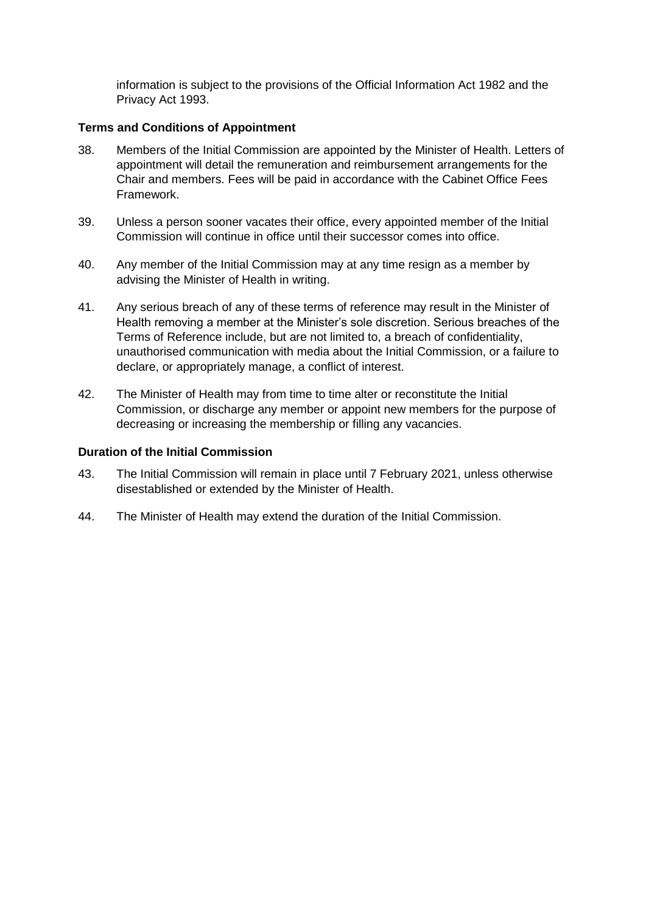information is subject to the provisions of the Official Information Act 1982 and the Privacy Act 1993.

### Terms and Conditions of Appointment

38. Members of the Initial Commission are appointed by the Minister of Health. Letters of appointment will detail the remuneration and reimbursement arrangements for the Chair and members. Fees will be paid in accordance with the Cabinet Office Fees Framework.

39. Unless a person sooner vacates their office, every appointed member of the Initial Commission will continue in office until their successor comes into office.

40. Any member of the Initial Commission may at any time resign as a member by advising the Minister of Health in writing.

41. Any serious breach of any of these terms of reference may result in the Minister of Health removing a member at the Minister's sole discretion. Serious breaches of the Terms of Reference include, but are not limited to, a breach of confidentiality, unauthorised communication with media about the Initial Commission, or a failure to declare, or appropriately manage, a conflict of interest.

42. The Minister of Health may from time to time alter or reconstitute the Initial Commission, or discharge any member or appoint new members for the purpose of decreasing or increasing the membership or filling any vacancies.

### Duration of the Initial Commission

43. The Initial Commission will remain in place until 7 February 2021, unless otherwise disestablished or extended by the Minister of Health.

44. The Minister of Health may extend the duration of the Initial Commission.